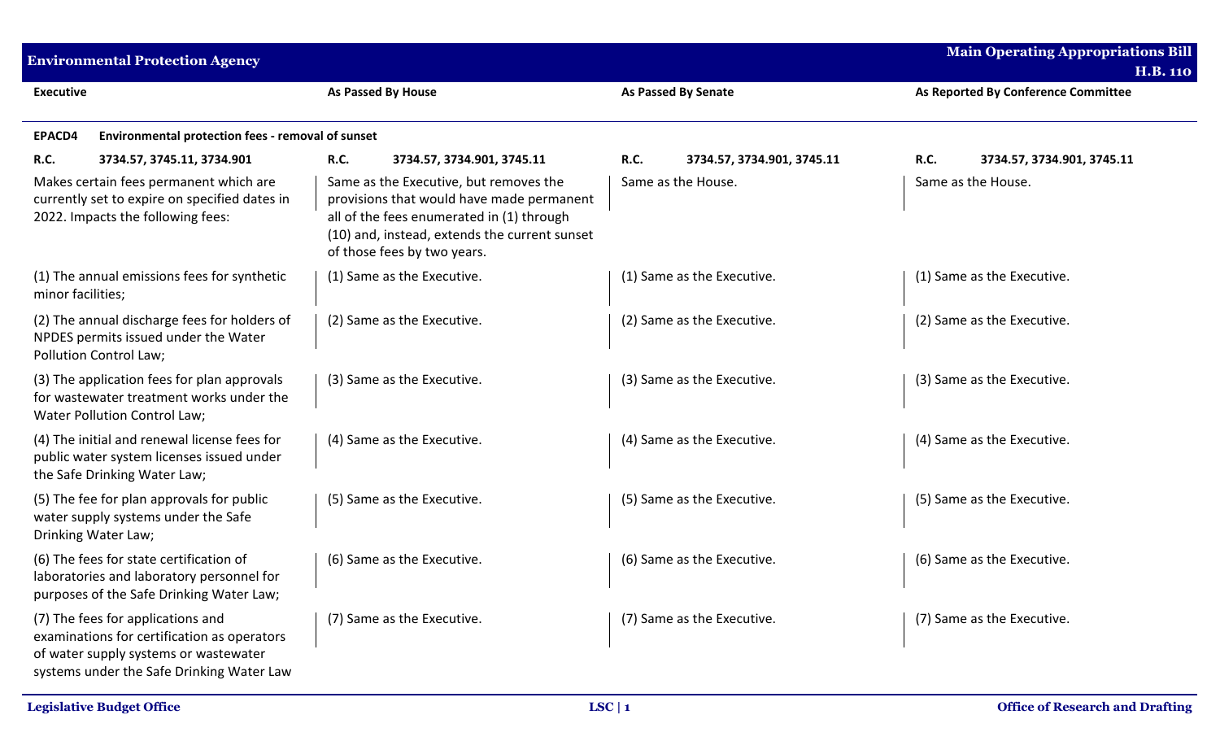**Environmental Protection Agency** — **Main Operating Appropriations Bill H.B. 110**

| Executive | As Passed By House | As Passed By Senate | As Reported By Conference Committee |
|---|---|---|---|
| **EPACD4 Environmental protection fees - removal of sunset** | | | |
| **R.C. 3734.57, 3745.11, 3734.901** | **R.C. 3734.57, 3734.901, 3745.11** | **R.C. 3734.57, 3734.901, 3745.11** | **R.C. 3734.57, 3734.901, 3745.11** |
| Makes certain fees permanent which are currently set to expire on specified dates in 2022. Impacts the following fees: | Same as the Executive, but removes the provisions that would have made permanent all of the fees enumerated in (1) through (10) and, instead, extends the current sunset of those fees by two years. | Same as the House. | Same as the House. |
| (1) The annual emissions fees for synthetic minor facilities; | (1) Same as the Executive. | (1) Same as the Executive. | (1) Same as the Executive. |
| (2) The annual discharge fees for holders of NPDES permits issued under the Water Pollution Control Law; | (2) Same as the Executive. | (2) Same as the Executive. | (2) Same as the Executive. |
| (3) The application fees for plan approvals for wastewater treatment works under the Water Pollution Control Law; | (3) Same as the Executive. | (3) Same as the Executive. | (3) Same as the Executive. |
| (4) The initial and renewal license fees for public water system licenses issued under the Safe Drinking Water Law; | (4) Same as the Executive. | (4) Same as the Executive. | (4) Same as the Executive. |
| (5) The fee for plan approvals for public water supply systems under the Safe Drinking Water Law; | (5) Same as the Executive. | (5) Same as the Executive. | (5) Same as the Executive. |
| (6) The fees for state certification of laboratories and laboratory personnel for purposes of the Safe Drinking Water Law; | (6) Same as the Executive. | (6) Same as the Executive. | (6) Same as the Executive. |
| (7) The fees for applications and examinations for certification as operators of water supply systems or wastewater systems under the Safe Drinking Water Law | (7) Same as the Executive. | (7) Same as the Executive. | (7) Same as the Executive. |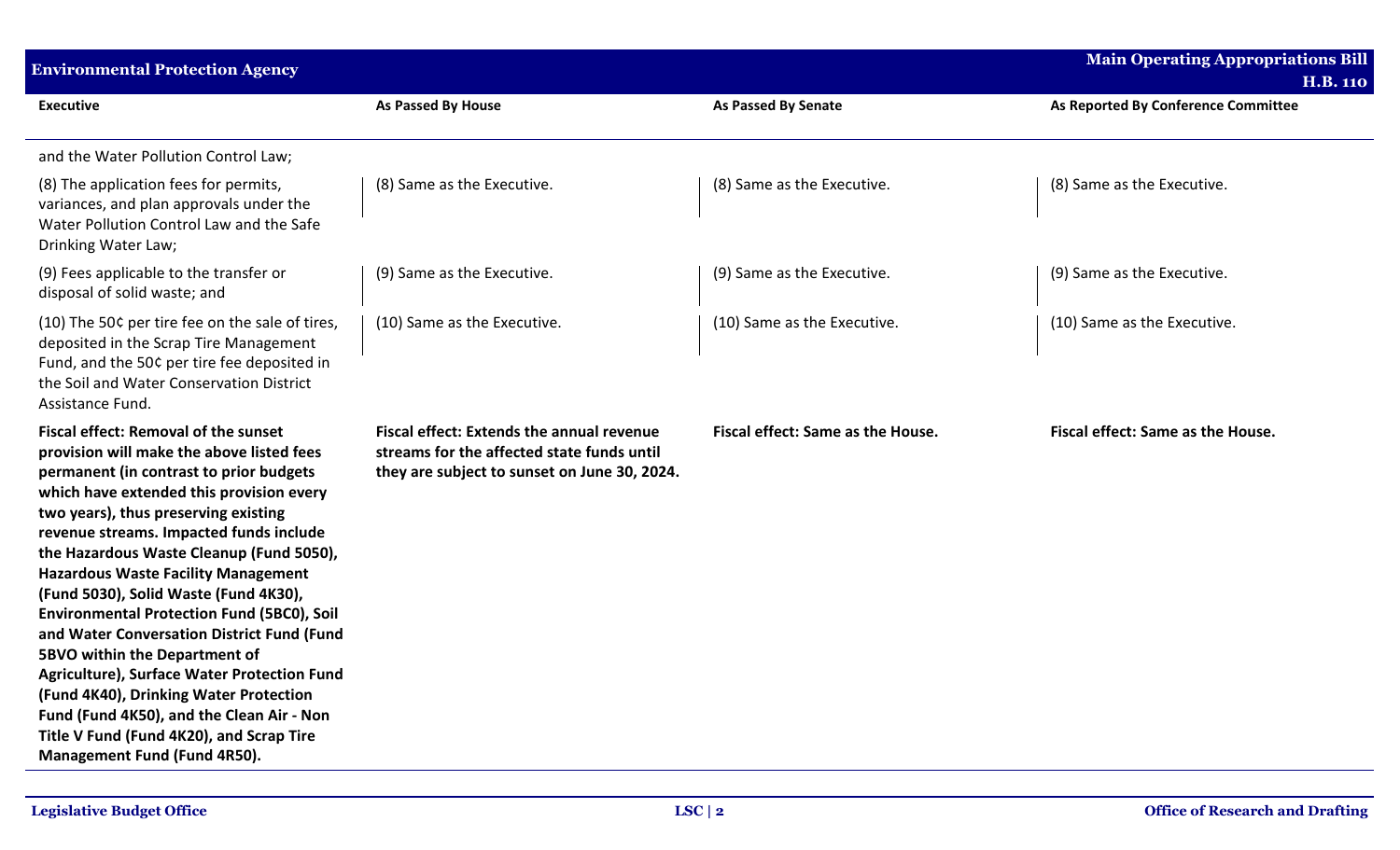| Executive | As Passed By House | As Passed By Senate | As Reported By Conference Committee |
|---|---|---|---|
| and the Water Pollution Control Law; | | | |
| (8) The application fees for permits, variances, and plan approvals under the Water Pollution Control Law and the Safe Drinking Water Law; | (8) Same as the Executive. | (8) Same as the Executive. | (8) Same as the Executive. |
| (9) Fees applicable to the transfer or disposal of solid waste; and | (9) Same as the Executive. | (9) Same as the Executive. | (9) Same as the Executive. |
| (10) The 50¢ per tire fee on the sale of tires, deposited in the Scrap Tire Management Fund, and the 50¢ per tire fee deposited in the Soil and Water Conservation District Assistance Fund. | (10) Same as the Executive. | (10) Same as the Executive. | (10) Same as the Executive. |
| **Fiscal effect: Removal of the sunset provision will make the above listed fees permanent (in contrast to prior budgets which have extended this provision every two years), thus preserving existing revenue streams. Impacted funds include the Hazardous Waste Cleanup (Fund 5050), Hazardous Waste Facility Management (Fund 5030), Solid Waste (Fund 4K30), Environmental Protection Fund (5BC0), Soil and Water Conversation District Fund (Fund 5BVO within the Department of Agriculture), Surface Water Protection Fund (Fund 4K40), Drinking Water Protection Fund (Fund 4K50), and the Clean Air - Non Title V Fund (Fund 4K20), and Scrap Tire Management Fund (Fund 4R50).** | **Fiscal effect: Extends the annual revenue streams for the affected state funds until they are subject to sunset on June 30, 2024.** | **Fiscal effect: Same as the House.** | **Fiscal effect: Same as the House.** |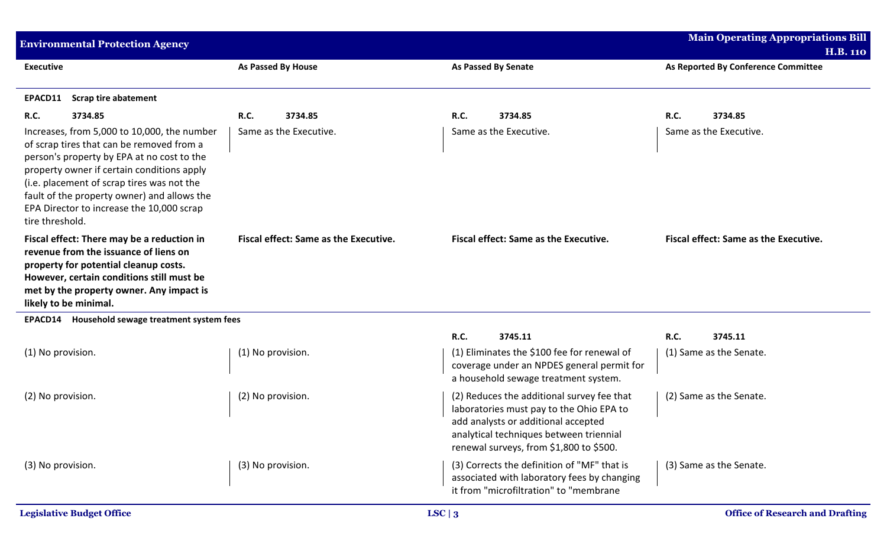| Executive | As Passed By House | As Passed By Senate | As Reported By Conference Committee |
|---|---|---|---|
| **EPACD11 Scrap tire abatement** | | | |
| **R.C. 3734.85** | **R.C. 3734.85** | **R.C. 3734.85** | **R.C. 3734.85** |
| Increases, from 5,000 to 10,000, the number of scrap tires that can be removed from a person's property by EPA at no cost to the property owner if certain conditions apply (i.e. placement of scrap tires was not the fault of the property owner) and allows the EPA Director to increase the 10,000 scrap tire threshold. | Same as the Executive. | Same as the Executive. | Same as the Executive. |
| **Fiscal effect: There may be a reduction in revenue from the issuance of liens on property for potential cleanup costs. However, certain conditions still must be met by the property owner. Any impact is likely to be minimal.** | **Fiscal effect: Same as the Executive.** | **Fiscal effect: Same as the Executive.** | **Fiscal effect: Same as the Executive.** |
| **EPACD14 Household sewage treatment system fees** | | | |
| | | **R.C. 3745.11** | **R.C. 3745.11** |
| (1) No provision. | (1) No provision. | (1) Eliminates the $100 fee for renewal of coverage under an NPDES general permit for a household sewage treatment system. | (1) Same as the Senate. |
| (2) No provision. | (2) No provision. | (2) Reduces the additional survey fee that laboratories must pay to the Ohio EPA to add analysts or additional accepted analytical techniques between triennial renewal surveys, from $1,800 to $500. | (2) Same as the Senate. |
| (3) No provision. | (3) No provision. | (3) Corrects the definition of "MF" that is associated with laboratory fees by changing it from "microfiltration" to "membrane | (3) Same as the Senate. |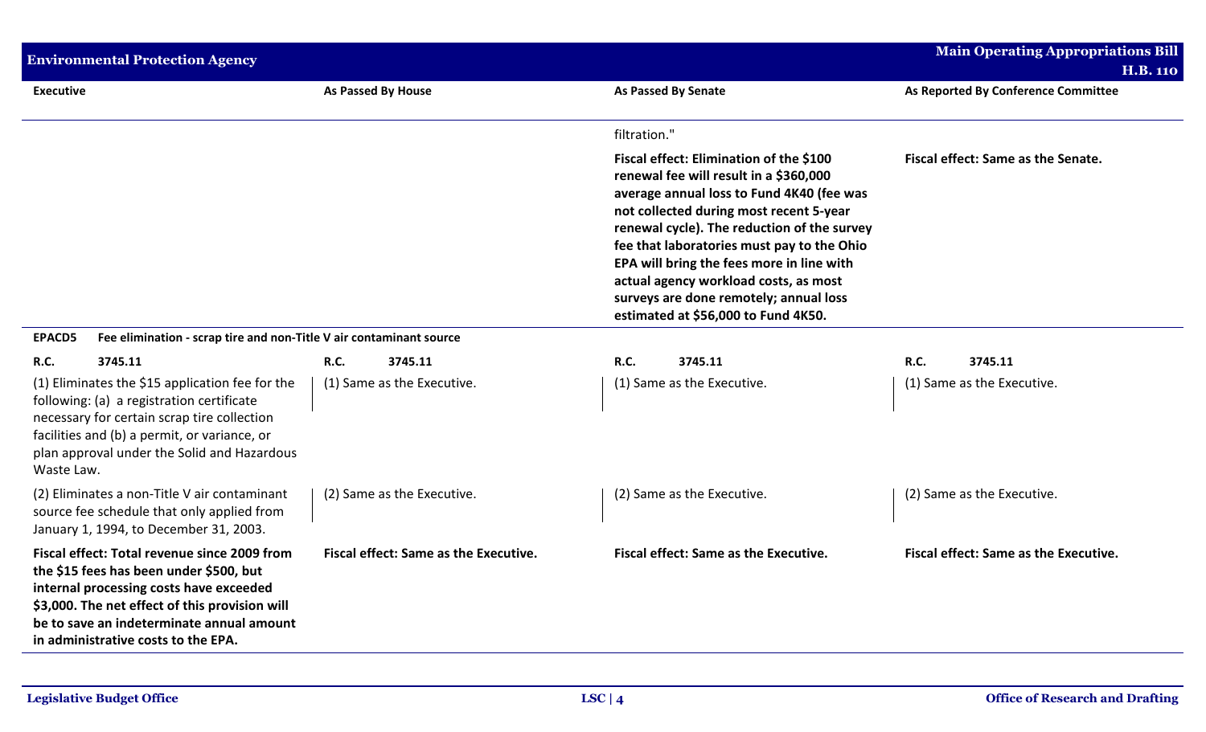| Executive | As Passed By House | As Passed By Senate | As Reported By Conference Committee |
|---|---|---|---|
| | | filtration." | |
| | | **Fiscal effect: Elimination of the $100 renewal fee will result in a $360,000 average annual loss to Fund 4K40 (fee was not collected during most recent 5-year renewal cycle). The reduction of the survey fee that laboratories must pay to the Ohio EPA will bring the fees more in line with actual agency workload costs, as most surveys are done remotely; annual loss estimated at $56,000 to Fund 4K50.** | **Fiscal effect: Same as the Senate.** |
| **EPACD5** Fee elimination - scrap tire and non-Title V air contaminant source | | | |
| **R.C.** 3745.11 | **R.C.** 3745.11 | **R.C.** 3745.11 | **R.C.** 3745.11 |
| (1) Eliminates the $15 application fee for the following: (a) a registration certificate necessary for certain scrap tire collection facilities and (b) a permit, or variance, or plan approval under the Solid and Hazardous Waste Law. | (1) Same as the Executive. | (1) Same as the Executive. | (1) Same as the Executive. |
| (2) Eliminates a non-Title V air contaminant source fee schedule that only applied from January 1, 1994, to December 31, 2003. | (2) Same as the Executive. | (2) Same as the Executive. | (2) Same as the Executive. |
| **Fiscal effect: Total revenue since 2009 from the $15 fees has been under $500, but internal processing costs have exceeded $3,000. The net effect of this provision will be to save an indeterminate annual amount in administrative costs to the EPA.** | **Fiscal effect: Same as the Executive.** | **Fiscal effect: Same as the Executive.** | **Fiscal effect: Same as the Executive.** |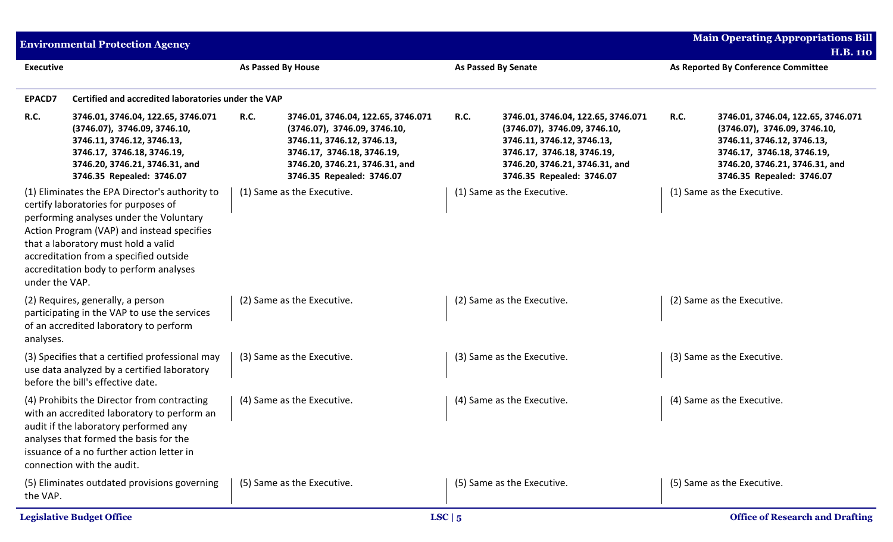| Executive | As Passed By House | As Passed By Senate | As Reported By Conference Committee |
|---|---|---|---|
| **EPACD7** **Certified and accredited laboratories under the VAP** | | | |
| **R.C.** **3746.01, 3746.04, 122.65, 3746.071 (3746.07), 3746.09, 3746.10, 3746.11, 3746.12, 3746.13, 3746.17, 3746.18, 3746.19, 3746.20, 3746.21, 3746.31, and 3746.35 Repealed: 3746.07** | **R.C.** **3746.01, 3746.04, 122.65, 3746.071 (3746.07), 3746.09, 3746.10, 3746.11, 3746.12, 3746.13, 3746.17, 3746.18, 3746.19, 3746.20, 3746.21, 3746.31, and 3746.35 Repealed: 3746.07** | **R.C.** **3746.01, 3746.04, 122.65, 3746.071 (3746.07), 3746.09, 3746.10, 3746.11, 3746.12, 3746.13, 3746.17, 3746.18, 3746.19, 3746.20, 3746.21, 3746.31, and 3746.35 Repealed: 3746.07** | **R.C.** **3746.01, 3746.04, 122.65, 3746.071 (3746.07), 3746.09, 3746.10, 3746.11, 3746.12, 3746.13, 3746.17, 3746.18, 3746.19, 3746.20, 3746.21, 3746.31, and 3746.35 Repealed: 3746.07** |
| (1) Eliminates the EPA Director's authority to certify laboratories for purposes of performing analyses under the Voluntary Action Program (VAP) and instead specifies that a laboratory must hold a valid accreditation from a specified outside accreditation body to perform analyses under the VAP. | (1) Same as the Executive. | (1) Same as the Executive. | (1) Same as the Executive. |
| (2) Requires, generally, a person participating in the VAP to use the services of an accredited laboratory to perform analyses. | (2) Same as the Executive. | (2) Same as the Executive. | (2) Same as the Executive. |
| (3) Specifies that a certified professional may use data analyzed by a certified laboratory before the bill's effective date. | (3) Same as the Executive. | (3) Same as the Executive. | (3) Same as the Executive. |
| (4) Prohibits the Director from contracting with an accredited laboratory to perform an audit if the laboratory performed any analyses that formed the basis for the issuance of a no further action letter in connection with the audit. | (4) Same as the Executive. | (4) Same as the Executive. | (4) Same as the Executive. |
| (5) Eliminates outdated provisions governing the VAP. | (5) Same as the Executive. | (5) Same as the Executive. | (5) Same as the Executive. |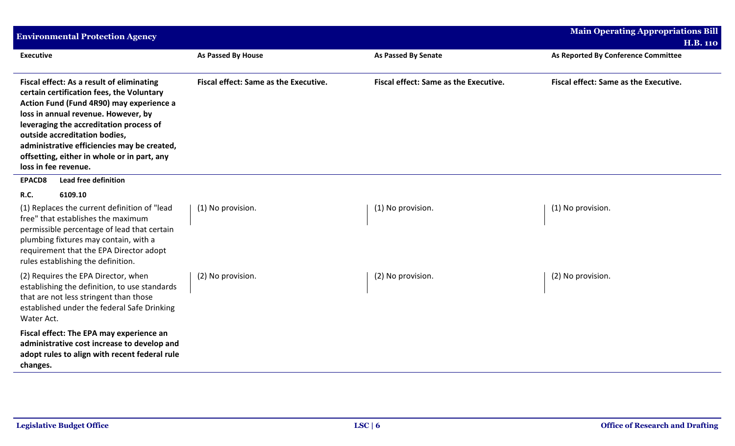| Executive | As Passed By House | As Passed By Senate | As Reported By Conference Committee |
|---|---|---|---|
| **Fiscal effect: As a result of eliminating certain certification fees, the Voluntary Action Fund (Fund 4R90) may experience a loss in annual revenue. However, by leveraging the accreditation process of outside accreditation bodies, administrative efficiencies may be created, offsetting, either in whole or in part, any loss in fee revenue.** | **Fiscal effect: Same as the Executive.** | **Fiscal effect: Same as the Executive.** | **Fiscal effect: Same as the Executive.** |
| **EPACD8 Lead free definition** | | | |
| **R.C. 6109.10** | | | |
| (1) Replaces the current definition of "lead free" that establishes the maximum permissible percentage of lead that certain plumbing fixtures may contain, with a requirement that the EPA Director adopt rules establishing the definition. | (1) No provision. | (1) No provision. | (1) No provision. |
| (2) Requires the EPA Director, when establishing the definition, to use standards that are not less stringent than those established under the federal Safe Drinking Water Act. | (2) No provision. | (2) No provision. | (2) No provision. |
| **Fiscal effect: The EPA may experience an administrative cost increase to develop and adopt rules to align with recent federal rule changes.** | | | |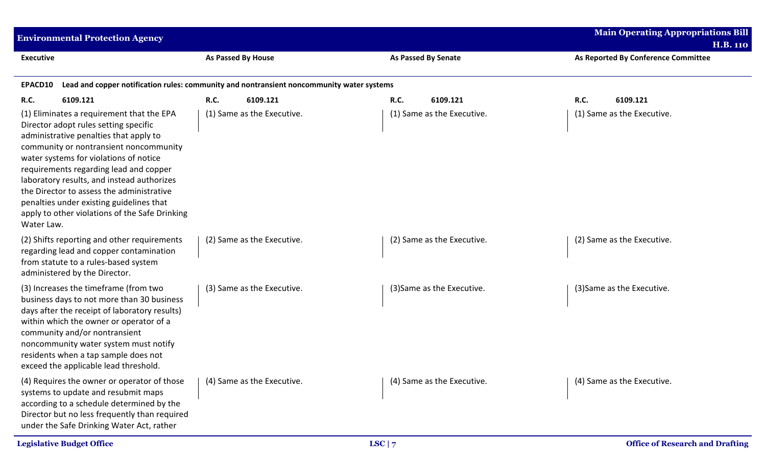| Executive | As Passed By House | As Passed By Senate | As Reported By Conference Committee |
|---|---|---|---|
| **EPACD10 Lead and copper notification rules: community and nontransient noncommunity water systems** | | | |
| **R.C. 6109.121** | **R.C. 6109.121** | **R.C. 6109.121** | **R.C. 6109.121** |
| (1) Eliminates a requirement that the EPA Director adopt rules setting specific administrative penalties that apply to community or nontransient noncommunity water systems for violations of notice requirements regarding lead and copper laboratory results, and instead authorizes the Director to assess the administrative penalties under existing guidelines that apply to other violations of the Safe Drinking Water Law. | (1) Same as the Executive. | (1) Same as the Executive. | (1) Same as the Executive. |
| (2) Shifts reporting and other requirements regarding lead and copper contamination from statute to a rules-based system administered by the Director. | (2) Same as the Executive. | (2) Same as the Executive. | (2) Same as the Executive. |
| (3) Increases the timeframe (from two business days to not more than 30 business days after the receipt of laboratory results) within which the owner or operator of a community and/or nontransient noncommunity water system must notify residents when a tap sample does not exceed the applicable lead threshold. | (3) Same as the Executive. | (3)Same as the Executive. | (3)Same as the Executive. |
| (4) Requires the owner or operator of those systems to update and resubmit maps according to a schedule determined by the Director but no less frequently than required under the Safe Drinking Water Act, rather | (4) Same as the Executive. | (4) Same as the Executive. | (4) Same as the Executive. |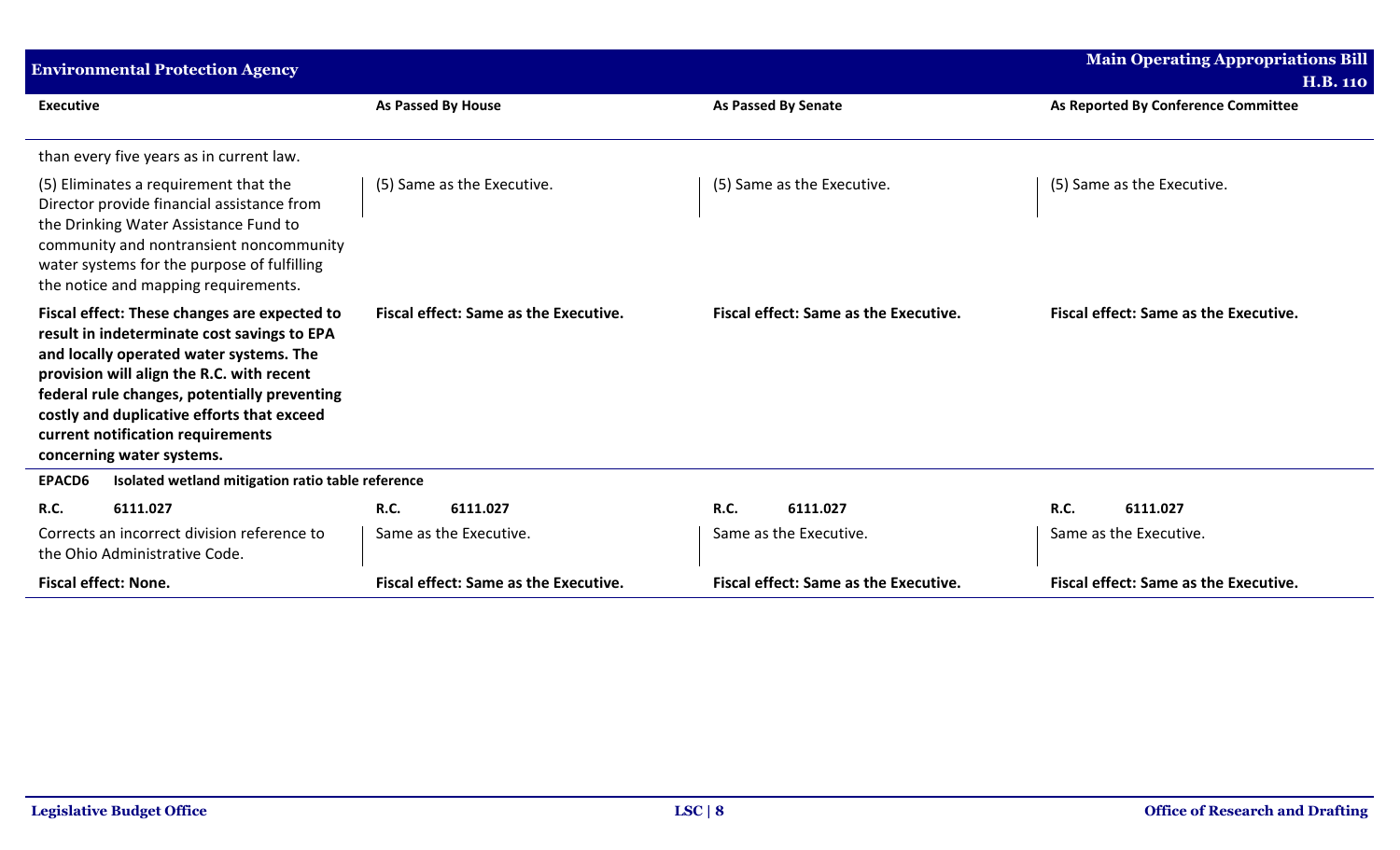| Executive | As Passed By House | As Passed By Senate | As Reported By Conference Committee |
|---|---|---|---|
| than every five years as in current law. | | | |
| (5) Eliminates a requirement that the Director provide financial assistance from the Drinking Water Assistance Fund to community and nontransient noncommunity water systems for the purpose of fulfilling the notice and mapping requirements. | (5) Same as the Executive. | (5) Same as the Executive. | (5) Same as the Executive. |
| **Fiscal effect: These changes are expected to result in indeterminate cost savings to EPA and locally operated water systems. The provision will align the R.C. with recent federal rule changes, potentially preventing costly and duplicative efforts that exceed current notification requirements concerning water systems.** | **Fiscal effect: Same as the Executive.** | **Fiscal effect: Same as the Executive.** | **Fiscal effect: Same as the Executive.** |
| **EPACD6 Isolated wetland mitigation ratio table reference** | | | |
| **R.C. 6111.027** | **R.C. 6111.027** | **R.C. 6111.027** | **R.C. 6111.027** |
| Corrects an incorrect division reference to the Ohio Administrative Code. | Same as the Executive. | Same as the Executive. | Same as the Executive. |
| **Fiscal effect: None.** | **Fiscal effect: Same as the Executive.** | **Fiscal effect: Same as the Executive.** | **Fiscal effect: Same as the Executive.** |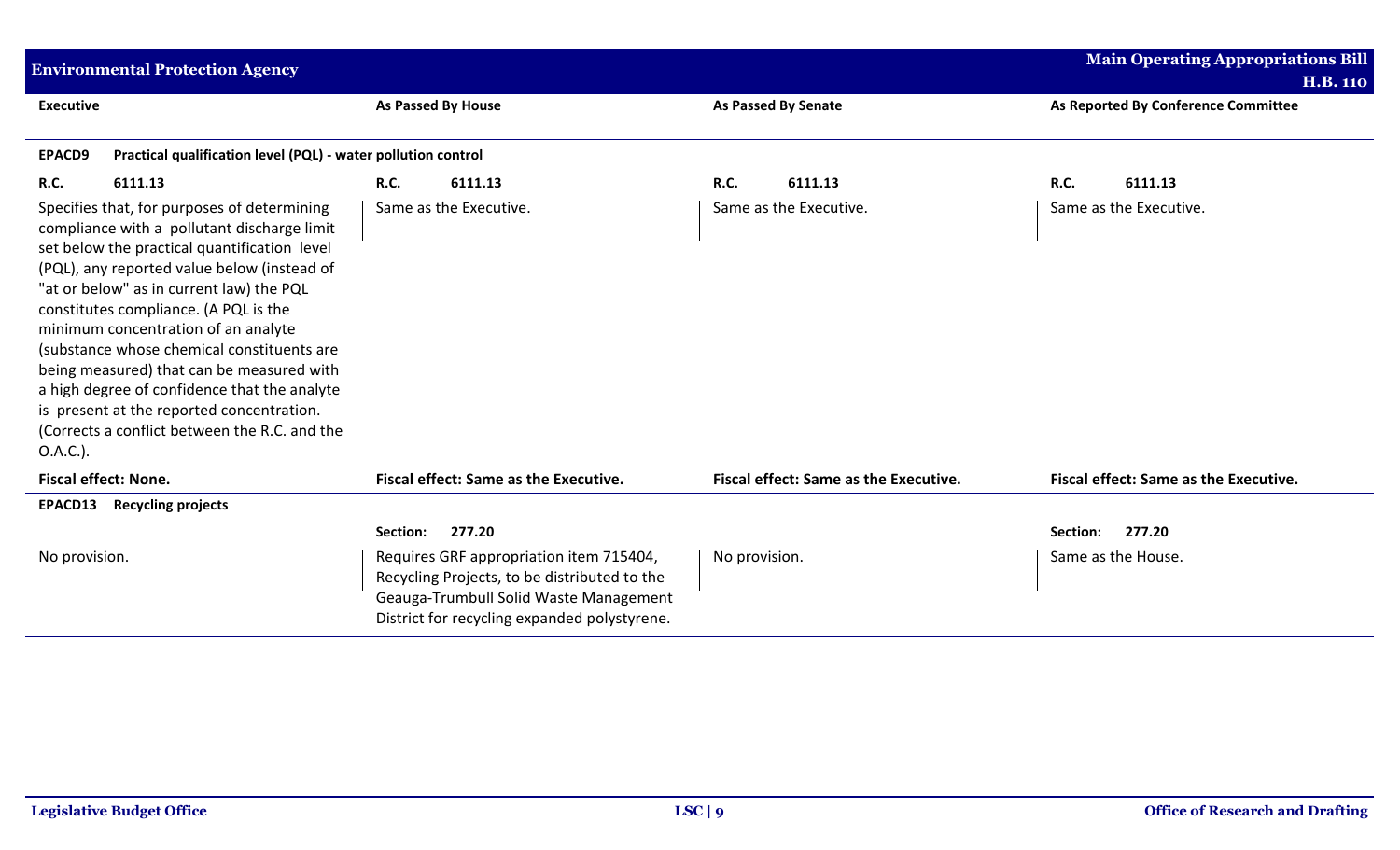| Executive | As Passed By House | As Passed By Senate | As Reported By Conference Committee |
|---|---|---|---|
| **EPACD9 Practical qualification level (PQL) - water pollution control** | | | |
| **R.C.** 6111.13 | **R.C.** 6111.13 | **R.C.** 6111.13 | **R.C.** 6111.13 |
| Specifies that, for purposes of determining compliance with a pollutant discharge limit set below the practical quantification level (PQL), any reported value below (instead of "at or below" as in current law) the PQL constitutes compliance. (A PQL is the minimum concentration of an analyte (substance whose chemical constituents are being measured) that can be measured with a high degree of confidence that the analyte is present at the reported concentration. (Corrects a conflict between the R.C. and the O.A.C.). | Same as the Executive. | Same as the Executive. | Same as the Executive. |
| **Fiscal effect: None.** | **Fiscal effect: Same as the Executive.** | **Fiscal effect: Same as the Executive.** | **Fiscal effect: Same as the Executive.** |
| **EPACD13 Recycling projects** | | | |
| | **Section:** 277.20 | | **Section:** 277.20 |
| No provision. | Requires GRF appropriation item 715404, Recycling Projects, to be distributed to the Geauga-Trumbull Solid Waste Management District for recycling expanded polystyrene. | No provision. | Same as the House. |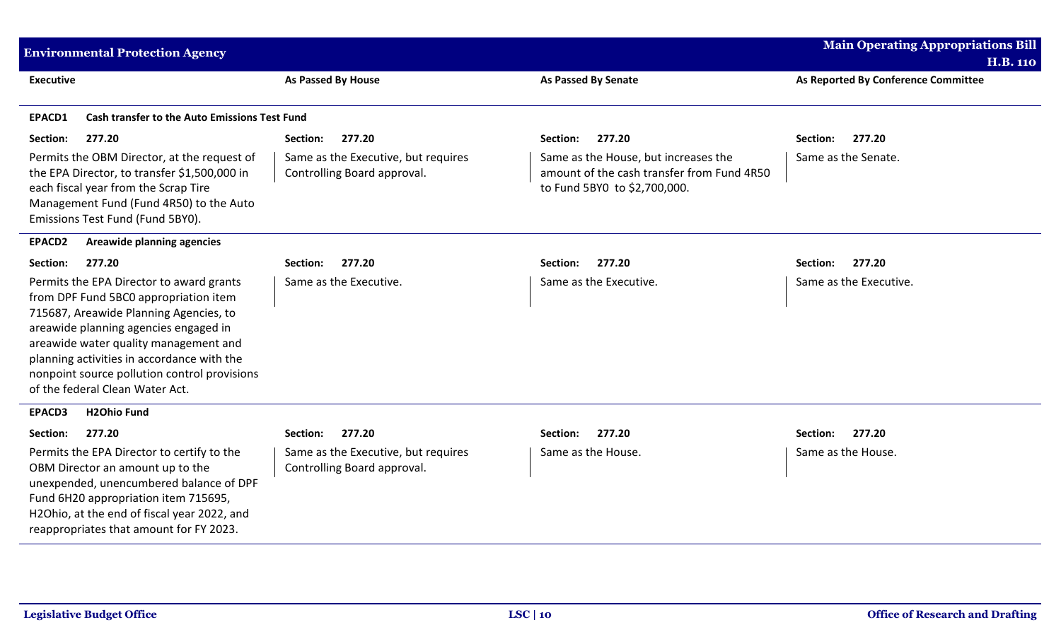| Executive | As Passed By House | As Passed By Senate | As Reported By Conference Committee |
|---|---|---|---|
| **EPACD1 Cash transfer to the Auto Emissions Test Fund** | | | |
| **Section: 277.20** | **Section: 277.20** | **Section: 277.20** | **Section: 277.20** |
| Permits the OBM Director, at the request of the EPA Director, to transfer $1,500,000 in each fiscal year from the Scrap Tire Management Fund (Fund 4R50) to the Auto Emissions Test Fund (Fund 5BY0). | Same as the Executive, but requires Controlling Board approval. | Same as the House, but increases the amount of the cash transfer from Fund 4R50 to Fund 5BY0 to $2,700,000. | Same as the Senate. |
| **EPACD2 Areawide planning agencies** | | | |
| **Section: 277.20** | **Section: 277.20** | **Section: 277.20** | **Section: 277.20** |
| Permits the EPA Director to award grants from DPF Fund 5BC0 appropriation item 715687, Areawide Planning Agencies, to areawide planning agencies engaged in areawide water quality management and planning activities in accordance with the nonpoint source pollution control provisions of the federal Clean Water Act. | Same as the Executive. | Same as the Executive. | Same as the Executive. |
| **EPACD3 H2Ohio Fund** | | | |
| **Section: 277.20** | **Section: 277.20** | **Section: 277.20** | **Section: 277.20** |
| Permits the EPA Director to certify to the OBM Director an amount up to the unexpended, unencumbered balance of DPF Fund 6H20 appropriation item 715695, H2Ohio, at the end of fiscal year 2022, and reappropriates that amount for FY 2023. | Same as the Executive, but requires Controlling Board approval. | Same as the House. | Same as the House. |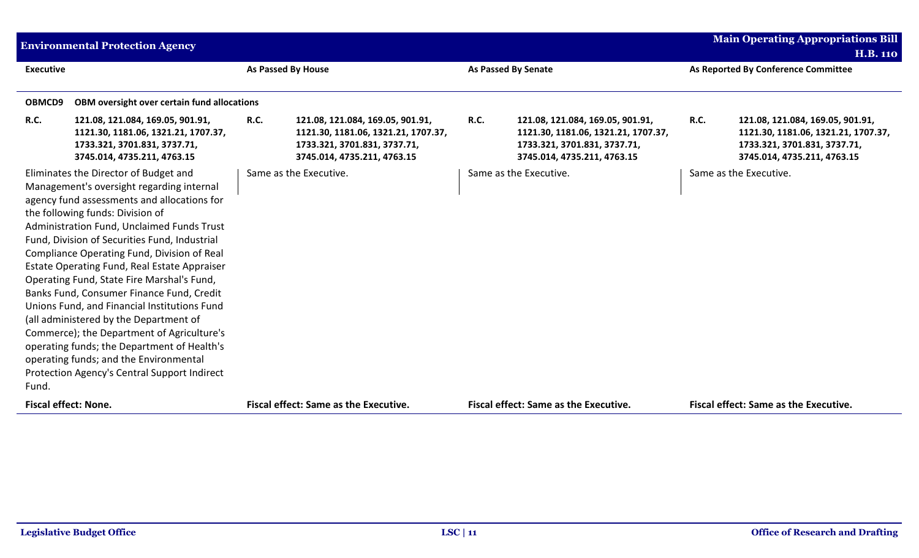| Executive | As Passed By House | As Passed By Senate | As Reported By Conference Committee |
|---|---|---|---|
| **OBMCD9 OBM oversight over certain fund allocations** | | | |
| **R.C. 121.08, 121.084, 169.05, 901.91, 1121.30, 1181.06, 1321.21, 1707.37, 1733.321, 3701.831, 3737.71, 3745.014, 4735.211, 4763.15** | **R.C. 121.08, 121.084, 169.05, 901.91, 1121.30, 1181.06, 1321.21, 1707.37, 1733.321, 3701.831, 3737.71, 3745.014, 4735.211, 4763.15** | **R.C. 121.08, 121.084, 169.05, 901.91, 1121.30, 1181.06, 1321.21, 1707.37, 1733.321, 3701.831, 3737.71, 3745.014, 4735.211, 4763.15** | **R.C. 121.08, 121.084, 169.05, 901.91, 1121.30, 1181.06, 1321.21, 1707.37, 1733.321, 3701.831, 3737.71, 3745.014, 4735.211, 4763.15** |
| Eliminates the Director of Budget and Management's oversight regarding internal agency fund assessments and allocations for the following funds: Division of Administration Fund, Unclaimed Funds Trust Fund, Division of Securities Fund, Industrial Compliance Operating Fund, Division of Real Estate Operating Fund, Real Estate Appraiser Operating Fund, State Fire Marshal's Fund, Banks Fund, Consumer Finance Fund, Credit Unions Fund, and Financial Institutions Fund (all administered by the Department of Commerce); the Department of Agriculture's operating funds; the Department of Health's operating funds; and the Environmental Protection Agency's Central Support Indirect Fund. | Same as the Executive. | Same as the Executive. | Same as the Executive. |
| **Fiscal effect: None.** | **Fiscal effect: Same as the Executive.** | **Fiscal effect: Same as the Executive.** | **Fiscal effect: Same as the Executive.** |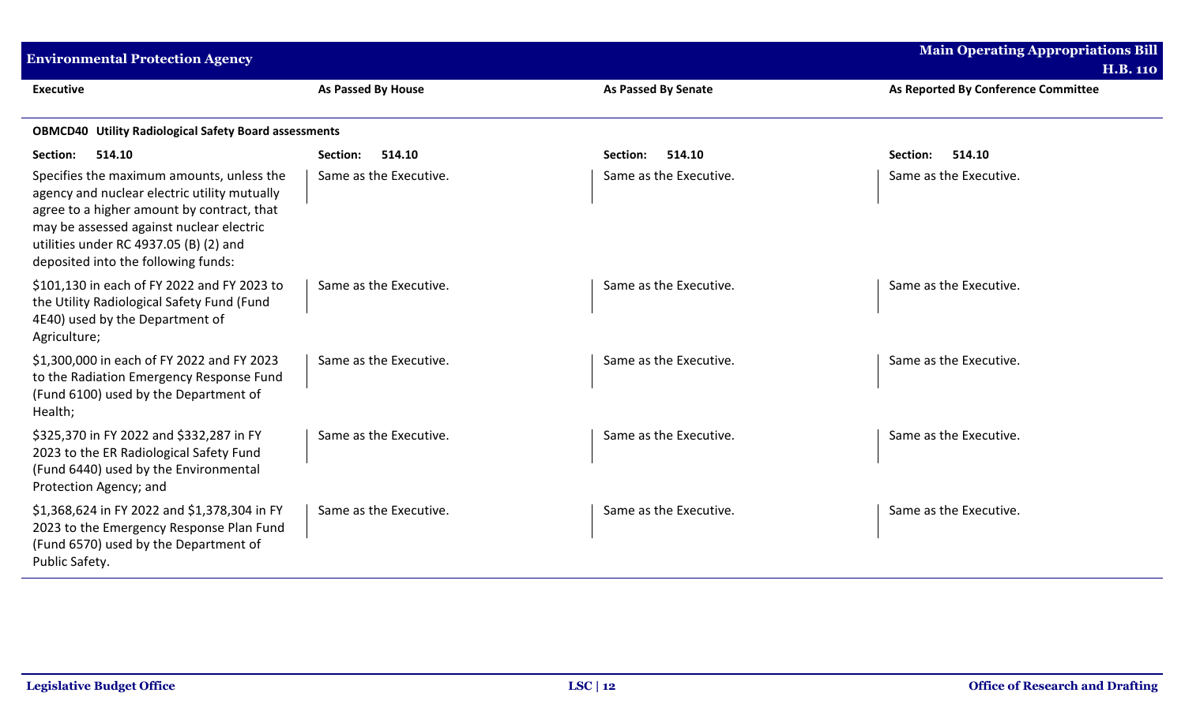| Executive | As Passed By House | As Passed By Senate | As Reported By Conference Committee |
|---|---|---|---|
| **OBMCD40 Utility Radiological Safety Board assessments** | | | |
| **Section: 514.10** | **Section: 514.10** | **Section: 514.10** | **Section: 514.10** |
| Specifies the maximum amounts, unless the agency and nuclear electric utility mutually agree to a higher amount by contract, that may be assessed against nuclear electric utilities under RC 4937.05 (B) (2) and deposited into the following funds: | Same as the Executive. | Same as the Executive. | Same as the Executive. |
| $101,130 in each of FY 2022 and FY 2023 to the Utility Radiological Safety Fund (Fund 4E40) used by the Department of Agriculture; | Same as the Executive. | Same as the Executive. | Same as the Executive. |
| $1,300,000 in each of FY 2022 and FY 2023 to the Radiation Emergency Response Fund (Fund 6100) used by the Department of Health; | Same as the Executive. | Same as the Executive. | Same as the Executive. |
| $325,370 in FY 2022 and $332,287 in FY 2023 to the ER Radiological Safety Fund (Fund 6440) used by the Environmental Protection Agency; and | Same as the Executive. | Same as the Executive. | Same as the Executive. |
| $1,368,624 in FY 2022 and $1,378,304 in FY 2023 to the Emergency Response Plan Fund (Fund 6570) used by the Department of Public Safety. | Same as the Executive. | Same as the Executive. | Same as the Executive. |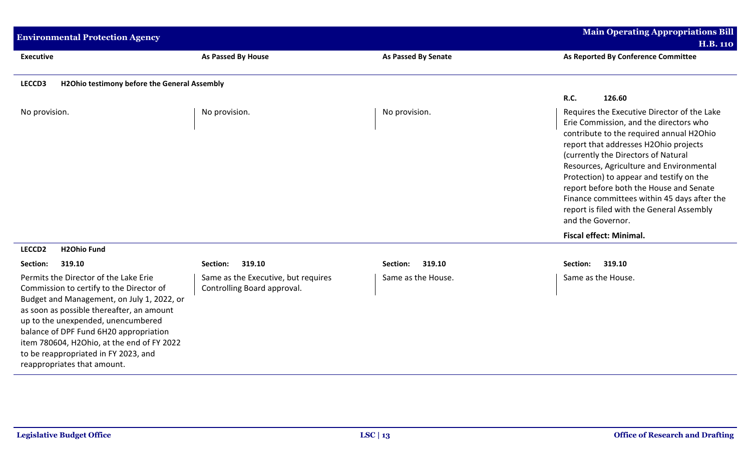| Executive | As Passed By House | As Passed By Senate | As Reported By Conference Committee |
|---|---|---|---|
| **LECCD3 H2Ohio testimony before the General Assembly** | | | |
| | | | **R.C. 126.60** |
| No provision. | No provision. | No provision. | Requires the Executive Director of the Lake Erie Commission, and the directors who contribute to the required annual H2Ohio report that addresses H2Ohio projects (currently the Directors of Natural Resources, Agriculture and Environmental Protection) to appear and testify on the report before both the House and Senate Finance committees within 45 days after the report is filed with the General Assembly and the Governor.<br><br>**Fiscal effect: Minimal.** |
| **LECCD2 H2Ohio Fund** | | | |
| **Section: 319.10** | **Section: 319.10** | **Section: 319.10** | **Section: 319.10** |
| Permits the Director of the Lake Erie Commission to certify to the Director of Budget and Management, on July 1, 2022, or as soon as possible thereafter, an amount up to the unexpended, unencumbered balance of DPF Fund 6H20 appropriation item 780604, H2Ohio, at the end of FY 2022 to be reappropriated in FY 2023, and reappropriates that amount. | Same as the Executive, but requires Controlling Board approval. | Same as the House. | Same as the House. |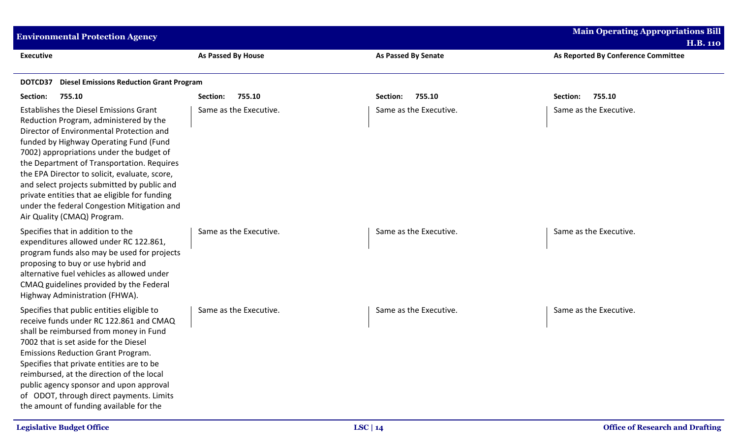| Executive | As Passed By House | As Passed By Senate | As Reported By Conference Committee |
|---|---|---|---|
| **DOTCD37 Diesel Emissions Reduction Grant Program** | | | |
| **Section: 755.10** | **Section: 755.10** | **Section: 755.10** | **Section: 755.10** |
| Establishes the Diesel Emissions Grant Reduction Program, administered by the Director of Environmental Protection and funded by Highway Operating Fund (Fund 7002) appropriations under the budget of the Department of Transportation. Requires the EPA Director to solicit, evaluate, score, and select projects submitted by public and private entities that ae eligible for funding under the federal Congestion Mitigation and Air Quality (CMAQ) Program. | Same as the Executive. | Same as the Executive. | Same as the Executive. |
| Specifies that in addition to the expenditures allowed under RC 122.861, program funds also may be used for projects proposing to buy or use hybrid and alternative fuel vehicles as allowed under CMAQ guidelines provided by the Federal Highway Administration (FHWA). | Same as the Executive. | Same as the Executive. | Same as the Executive. |
| Specifies that public entities eligible to receive funds under RC 122.861 and CMAQ shall be reimbursed from money in Fund 7002 that is set aside for the Diesel Emissions Reduction Grant Program. Specifies that private entities are to be reimbursed, at the direction of the local public agency sponsor and upon approval of ODOT, through direct payments. Limits the amount of funding available for the | Same as the Executive. | Same as the Executive. | Same as the Executive. |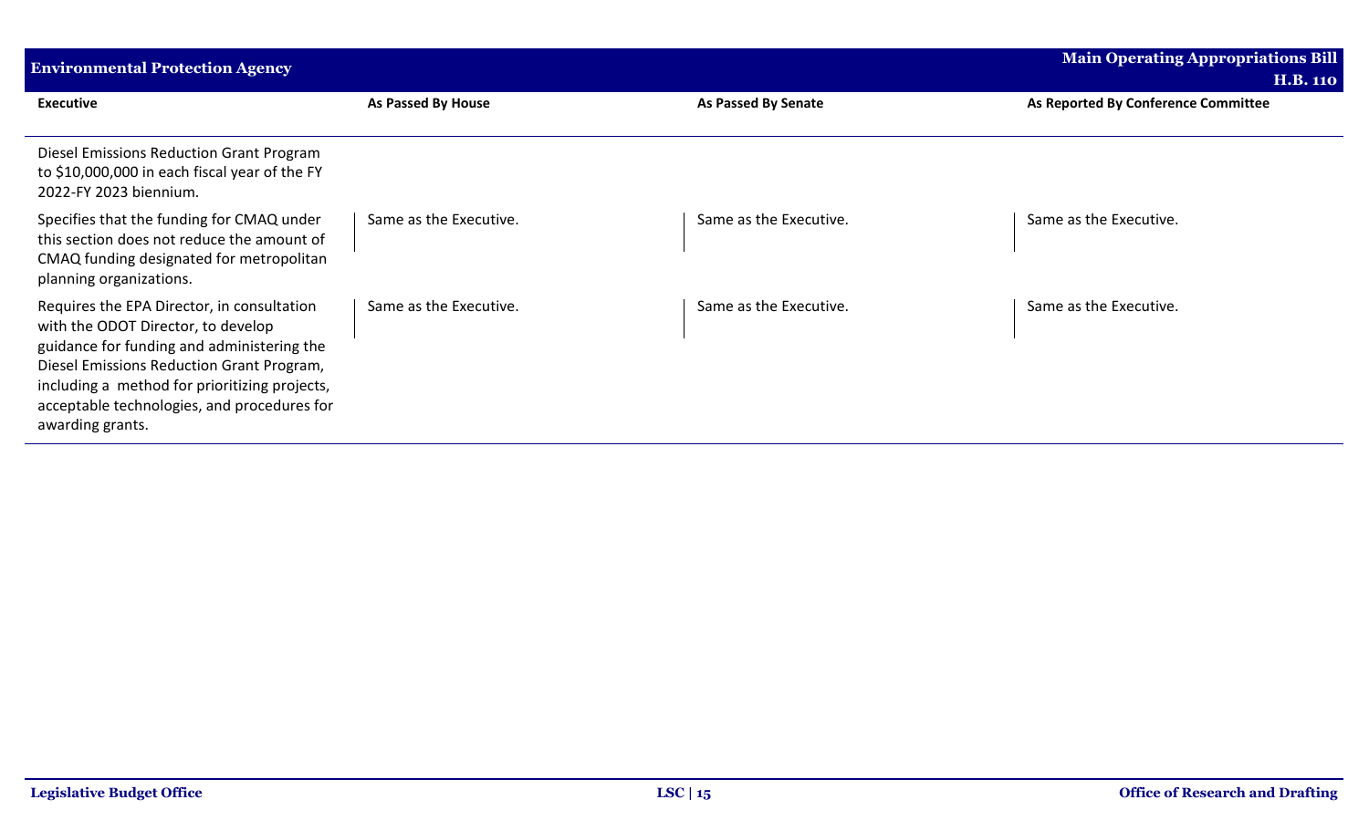| Executive | As Passed By House | As Passed By Senate | As Reported By Conference Committee |
|---|---|---|---|
| Diesel Emissions Reduction Grant Program to $10,000,000 in each fiscal year of the FY 2022-FY 2023 biennium. | | | |
| Specifies that the funding for CMAQ under this section does not reduce the amount of CMAQ funding designated for metropolitan planning organizations. | Same as the Executive. | Same as the Executive. | Same as the Executive. |
| Requires the EPA Director, in consultation with the ODOT Director, to develop guidance for funding and administering the Diesel Emissions Reduction Grant Program, including a method for prioritizing projects, acceptable technologies, and procedures for awarding grants. | Same as the Executive. | Same as the Executive. | Same as the Executive. |